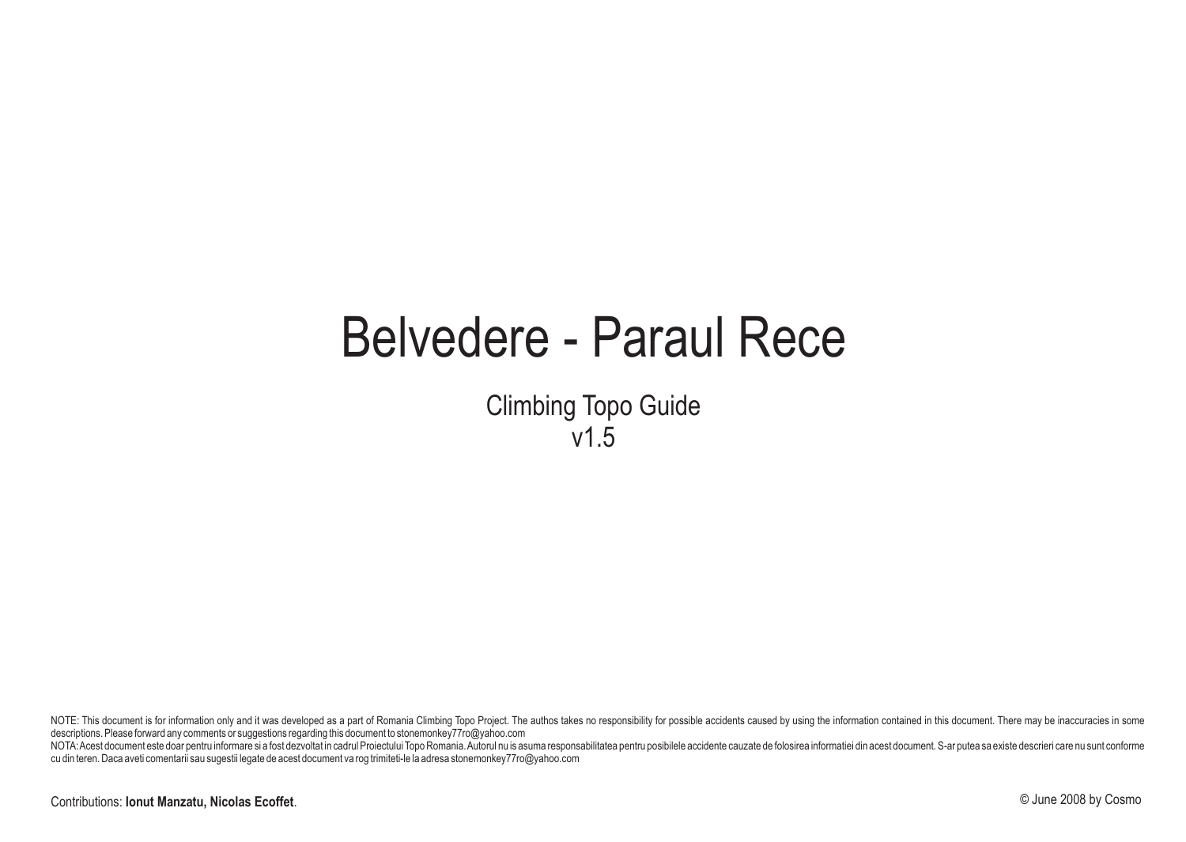# Belvedere - Paraul Rece

Climbing Topo Guide
v1.5

NOTE: This document is for information only and it was developed as a part of Romania Climbing Topo Project. The authos takes no responsibility for possible accidents caused by using the information contained in this document. There may be inaccuracies in some descriptions. Please forward any comments or suggestions regarding this document to stonemonkey77ro@yahoo.com

NOTA: Acest document este doar pentru informare si a fost dezvoltat in cadrul Proiectului Topo Romania. Autorul nu is asuma responsabilitatea pentru posibilele accidente cauzate de folosirea informatiei din acest document. S-ar putea sa existe descrieri care nu sunt conforme cu din teren. Daca aveti comentarii sau sugestii legate de acest document va rog trimiteti-le la adresa stonemonkey77ro@yahoo.com

Contributions: **Ionut Manzatu, Nicolas Ecoffet**.

© June 2008 by Cosmo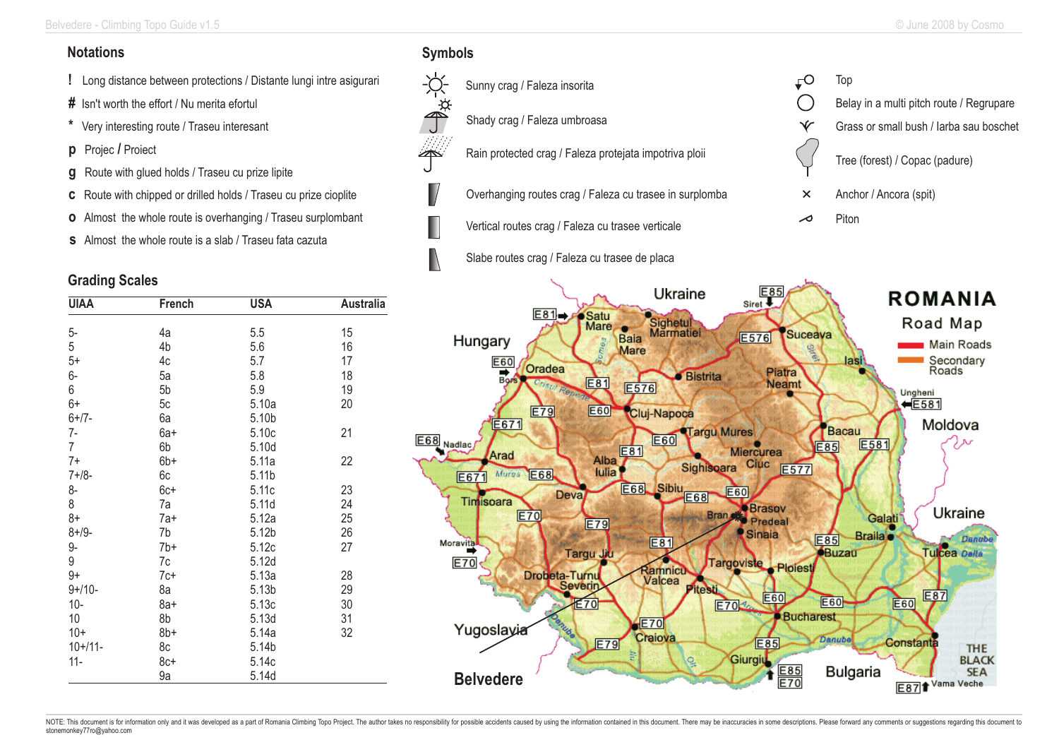## Notations

- ! Long distance between protections / Distante lungi intre asigurari
- # Isn't worth the effort / Nu merita efortul
- * Very interesting route / Traseu interesant
- **p** Proiect / Proiect
- **g** Route with glued holds / Traseu cu prize lipite
- **c** Route with chipped or drilled holds / Traseu cu prize cioplite
- **o** Almost the whole route is overhanging / Traseu surplombant
- **s** Almost the whole route is a slab / Traseu fata cazuta

## Symbols

- Sunny crag / Faleza insorita
- Shady crag / Faleza umbroasa
- Rain protected crag / Faleza protejata impotriva ploii
- Overhanging routes crag / Faleza cu trasee in surplomba
- Vertical routes crag / Faleza cu trasee verticale
- Slabe routes crag / Faleza cu trasee de placa
- Top
- Belay in a multi pitch route / Regrupare
- Grass or small bush / Iarba sau boschet
- Tree (forest) / Copac (padure)
- Anchor / Ancora (spit)
- Piton

## Grading Scales

| UIAA | French | USA | Australia |
|---|---|---|---|
| 5- | 4a | 5.5 | 15 |
| 5 | 4b | 5.6 | 16 |
| 5+ | 4c | 5.7 | 17 |
| 6- | 5a | 5.8 | 18 |
| 6 | 5b | 5.9 | 19 |
| 6+ | 5c | 5.10a | 20 |
| 6+/7- | 6a | 5.10b | |
| 7- | 6a+ | 5.10c | 21 |
| 7 | 6b | 5.10d | |
| 7+ | 6b+ | 5.11a | 22 |
| 7+/8- | 6c | 5.11b | |
| 8- | 6c+ | 5.11c | 23 |
| 8 | 7a | 5.11d | 24 |
| 8+ | 7a+ | 5.12a | 25 |
| 8+/9- | 7b | 5.12b | 26 |
| 9- | 7b+ | 5.12c | 27 |
| 9 | 7c | 5.12d | |
| 9+ | 7c+ | 5.13a | 28 |
| 9+/10- | 8a | 5.13b | 29 |
| 10- | 8a+ | 5.13c | 30 |
| 10 | 8b | 5.13d | 31 |
| 10+ | 8b+ | 5.14a | 32 |
| 10+/11- | 8c | 5.14b | |
| 11- | 8c+ | 5.14c | |
| | 9a | 5.14d | |

## ROMANIA Road Map

Main Roads

Secondary Roads

Belvedere

NOTE: This document is for information only and it was developed as a part of Romania Climbing Topo Project. The author takes no responsibility for possible accidents caused by using the information contained in this document. There may be inaccuracies in some descriptions. Please forward any comments or suggestions regarding this document to stonemonkey77ro@yahoo.com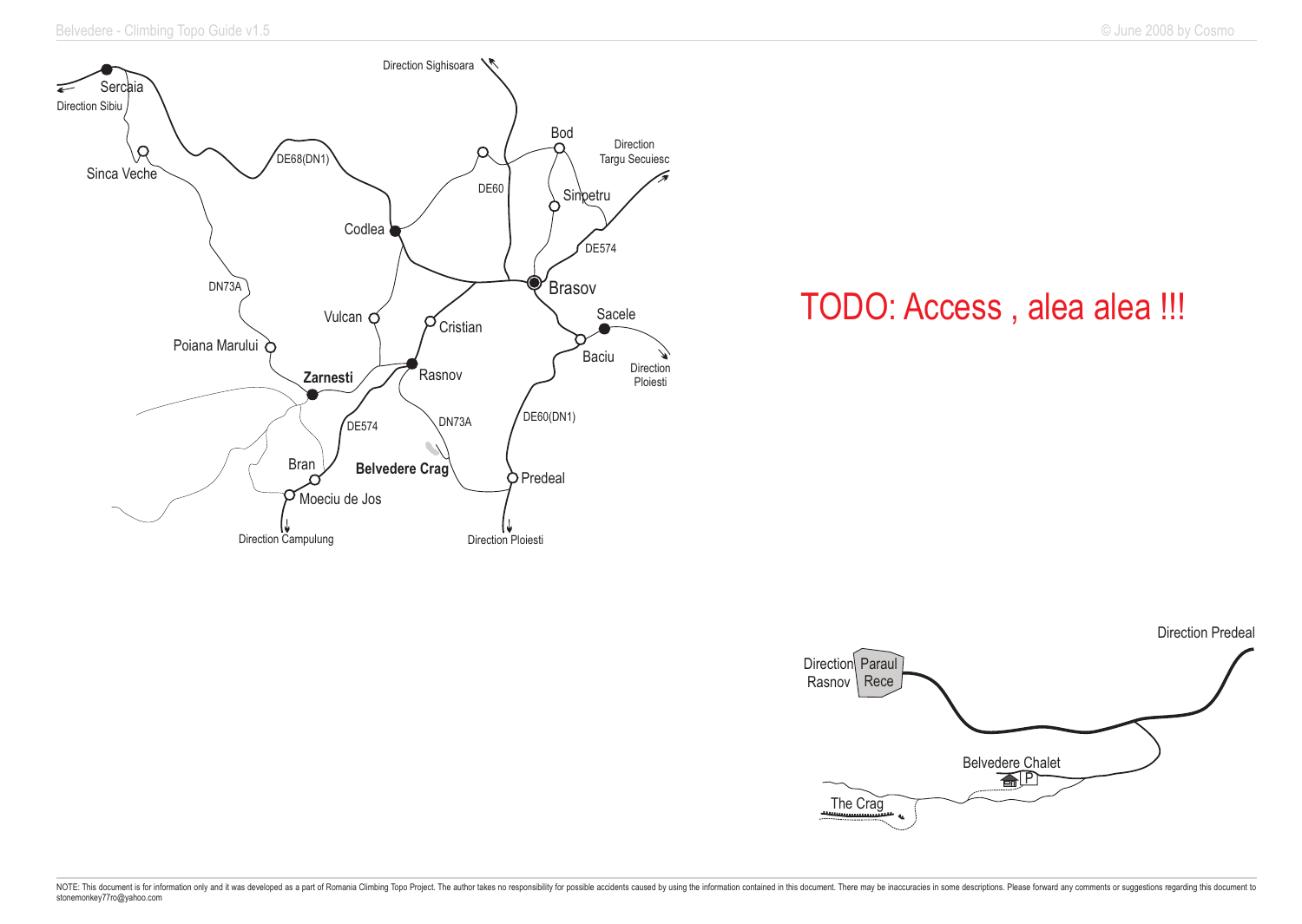Direction Sighisoara

Sercaia

Direction Sibiu

Bod

Direction Targu Secuiesc

Sinca Veche

DE68(DN1)

DE60

Sinpetru

Codlea

DE574

DN73A

Brasov

Sacele

Vulcan

Cristian

Poiana Marului

Baciu

Direction Ploiesti

Zarnesti

Rasnov

DE60(DN1)

DE574

DN73A

Bran

Belvedere Crag

Predeal

Moeciu de Jos

Direction Campulung

Direction Ploiesti

TODO: Access , alea alea !!!

Direction Predeal

Direction Rasnov

Paraul Rece

Belvedere Chalet

P

The Crag

NOTE: This document is for information only and it was developed as a part of Romania Climbing Topo Project. The author takes no responsibility for possible accidents caused by using the information contained in this document. There may be inaccuracies in some descriptions. Please forward any comments or suggestions regarding this document to stonemonkey77ro@yahoo.com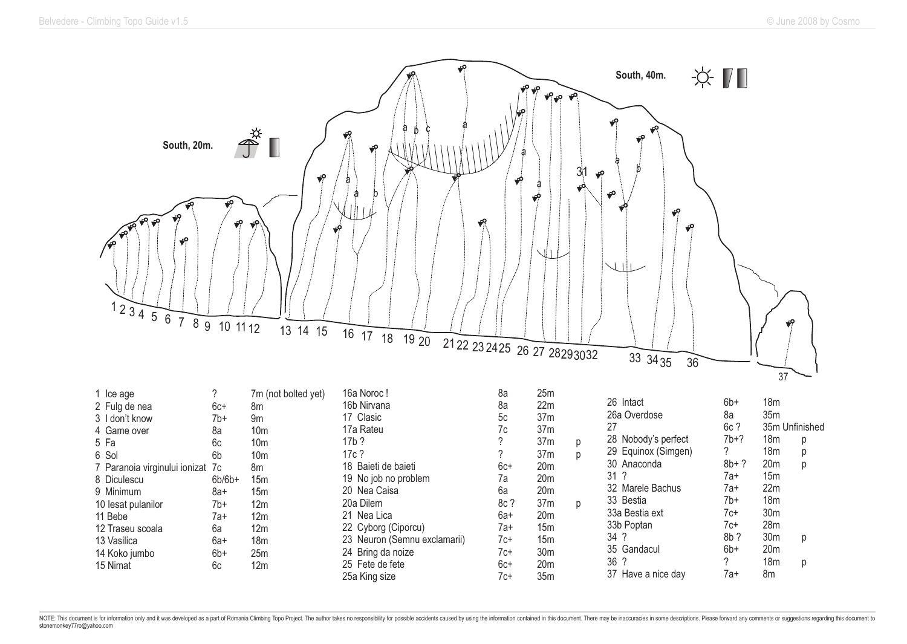South, 20m.

South, 40m.

1 2 3 4 5 6 7 8 9 10 11 12 13 14 15 16 17 18 19 20 21 22 23 24 25 26 27 28 29 30 32 33 34 35 36 37

a b c a a b a a 31 a b

| | | |
|---|---|---|
| 1 Ice age | ? | 7m (not bolted yet) |
| 2 Fulg de nea | 6c+ | 8m |
| 3 I don't know | 7b+ | 9m |
| 4 Game over | 8a | 10m |
| 5 Fa | 6c | 10m |
| 6 Sol | 6b | 10m |
| 7 Paranoia virginului ionizat | 7c | 8m |
| 8 Diculescu | 6b/6b+ | 15m |
| 9 Minimum | 8a+ | 15m |
| 10 Iesat pulanilor | 7b+ | 12m |
| 11 Bebe | 7a+ | 12m |
| 12 Traseu scoala | 6a | 12m |
| 13 Vasilica | 6a+ | 18m |
| 14 Koko jumbo | 6b+ | 25m |
| 15 Nimat | 6c | 12m |

| | | | |
|---|---|---|---|
| 16a Noroc ! | 8a | 25m | |
| 16b Nirvana | 8a | 22m | |
| 17 Clasic | 5c | 37m | |
| 17a Rateu | 7c | 37m | |
| 17b ? | ? | 37m | p |
| 17c ? | ? | 37m | p |
| 18 Baieti de baieti | 6c+ | 20m | |
| 19 No job no problem | 7a | 20m | |
| 20 Nea Caisa | 6a | 20m | |
| 20a Dilem | 8c ? | 37m | p |
| 21 Nea Lica | 6a+ | 20m | |
| 22 Cyborg (Ciporcu) | 7a+ | 15m | |
| 23 Neuron (Semnu exclamarii) | 7c+ | 15m | |
| 24 Bring da noize | 7c+ | 30m | |
| 25 Fete de fete | 6c+ | 20m | |
| 25a King size | 7c+ | 35m | |

| | | | |
|---|---|---|---|
| 26 Intact | 6b+ | 18m | |
| 26a Overdose | 8a | 35m | |
| 27 | 6c ? | 35m Unfinished | |
| 28 Nobody's perfect | 7b+? | 18m | p |
| 29 Equinox (Simgen) | ? | 18m | p |
| 30 Anaconda | 8b+ ? | 20m | p |
| 31 ? | 7a+ | 15m | |
| 32 Marele Bachus | 7a+ | 22m | |
| 33 Bestia | 7b+ | 18m | |
| 33a Bestia ext | 7c+ | 30m | |
| 33b Poptan | 7c+ | 28m | |
| 34 ? | 8b ? | 30m | p |
| 35 Gandacul | 6b+ | 20m | |
| 36 ? | ? | 18m | p |
| 37 Have a nice day | 7a+ | 8m | |

NOTE: This document is for information only and it was developed as a part of Romania Climbing Topo Project. The author takes no responsibility for possible accidents caused by using the information contained in this document. There may be inaccuracies in some descriptions. Please forward any comments or suggestions regarding this document to stonemonkey77ro@yahoo.com